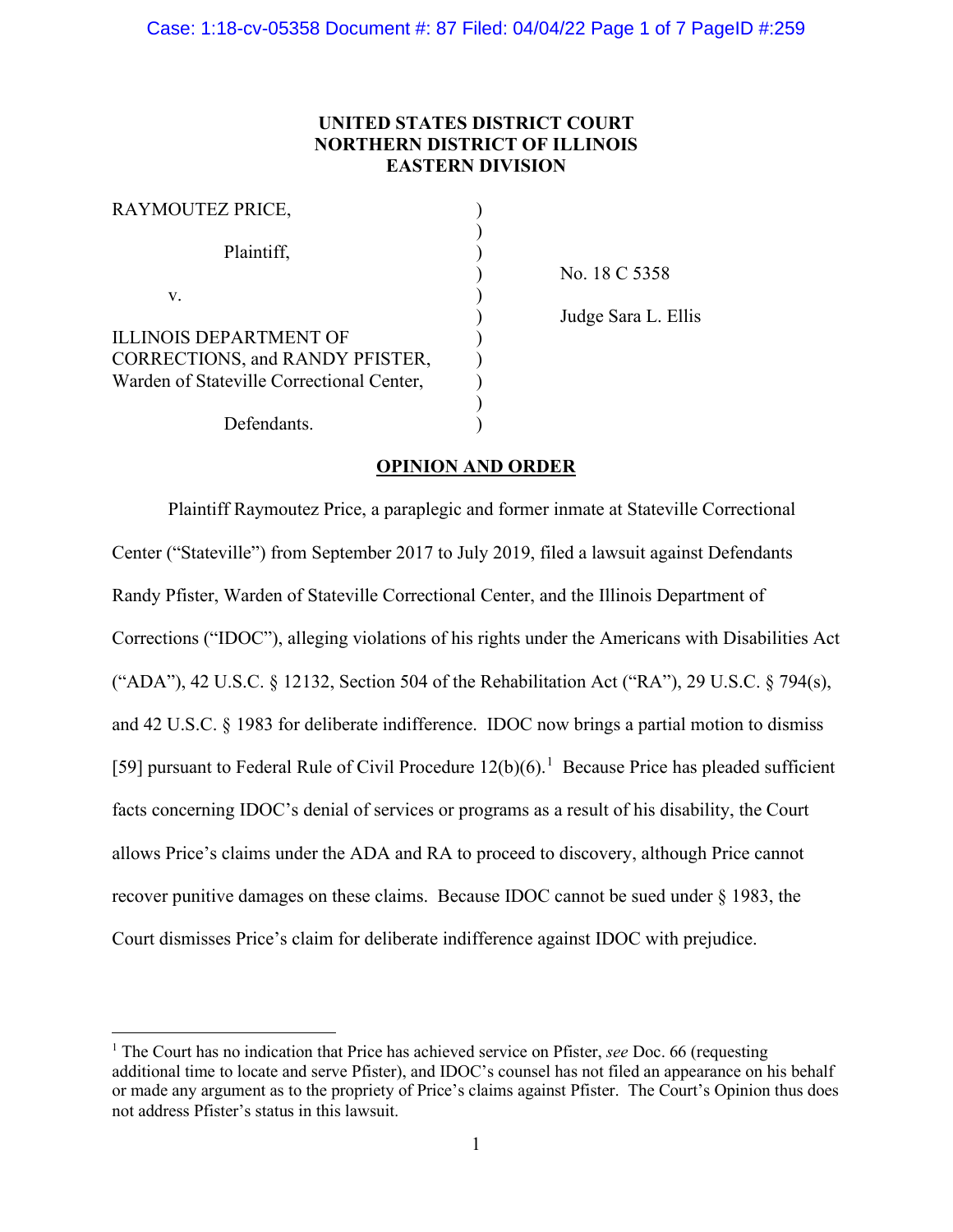**UNITED STATES DISTRICT COURT**
**NORTHERN DISTRICT OF ILLINOIS**
**EASTERN DIVISION**

| | | |
|---|---|---|
| RAYMOUTEZ PRICE, | ) | |
| | ) | |
| Plaintiff, | ) | |
| | ) | No. 18 C 5358 |
| v. | ) | |
| | ) | Judge Sara L. Ellis |
| ILLINOIS DEPARTMENT OF CORRECTIONS, and RANDY PFISTER, Warden of Stateville Correctional Center, | ) | |
| | ) | |
| Defendants. | ) | |

**OPINION AND ORDER**

Plaintiff Raymoutez Price, a paraplegic and former inmate at Stateville Correctional Center ("Stateville") from September 2017 to July 2019, filed a lawsuit against Defendants Randy Pfister, Warden of Stateville Correctional Center, and the Illinois Department of Corrections ("IDOC"), alleging violations of his rights under the Americans with Disabilities Act ("ADA"), 42 U.S.C. § 12132, Section 504 of the Rehabilitation Act ("RA"), 29 U.S.C. § 794(s), and 42 U.S.C. § 1983 for deliberate indifference. IDOC now brings a partial motion to dismiss [59] pursuant to Federal Rule of Civil Procedure 12(b)(6).[1] Because Price has pleaded sufficient facts concerning IDOC's denial of services or programs as a result of his disability, the Court allows Price's claims under the ADA and RA to proceed to discovery, although Price cannot recover punitive damages on these claims. Because IDOC cannot be sued under § 1983, the Court dismisses Price's claim for deliberate indifference against IDOC with prejudice.

[1] The Court has no indication that Price has achieved service on Pfister, *see* Doc. 66 (requesting additional time to locate and serve Pfister), and IDOC's counsel has not filed an appearance on his behalf or made any argument as to the propriety of Price's claims against Pfister. The Court's Opinion thus does not address Pfister's status in this lawsuit.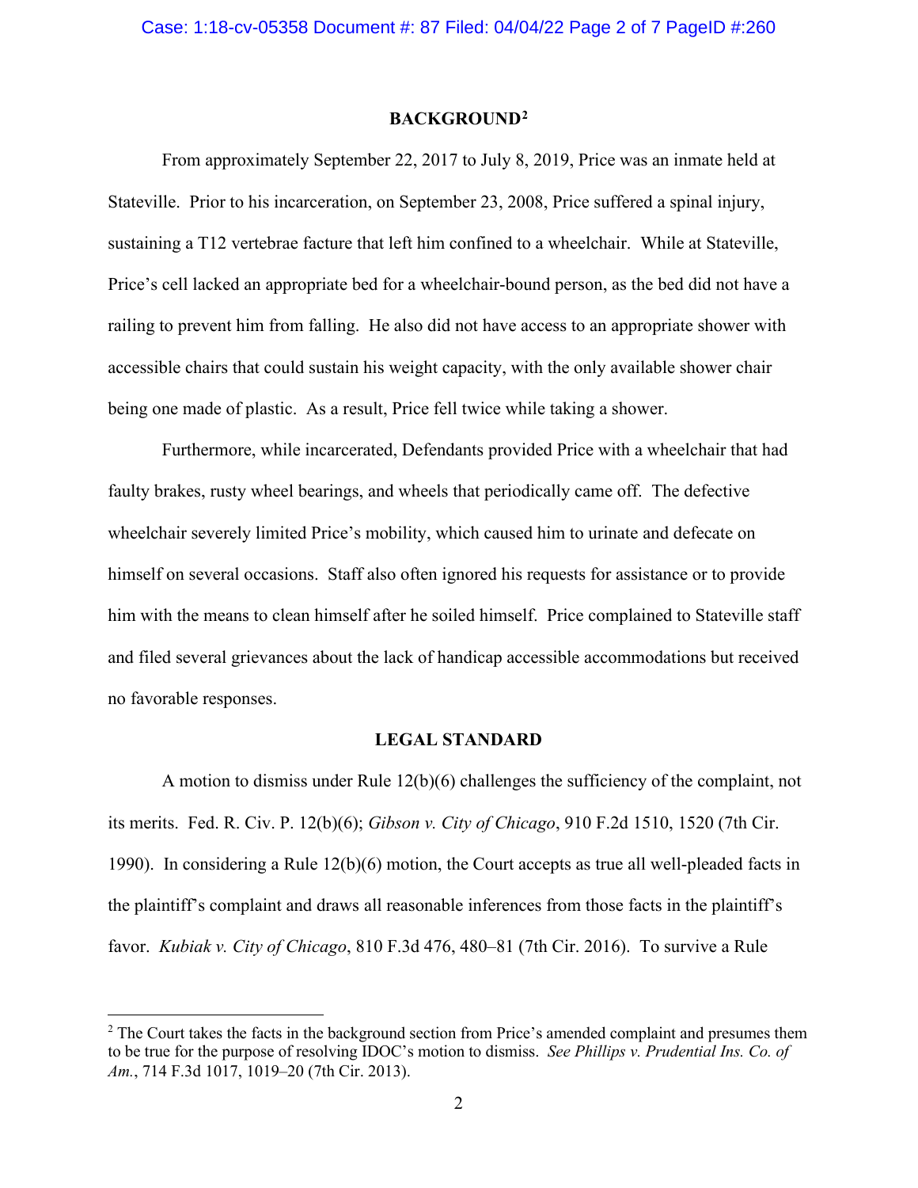## BACKGROUND[2]

From approximately September 22, 2017 to July 8, 2019, Price was an inmate held at Stateville. Prior to his incarceration, on September 23, 2008, Price suffered a spinal injury, sustaining a T12 vertebrae facture that left him confined to a wheelchair. While at Stateville, Price's cell lacked an appropriate bed for a wheelchair-bound person, as the bed did not have a railing to prevent him from falling. He also did not have access to an appropriate shower with accessible chairs that could sustain his weight capacity, with the only available shower chair being one made of plastic. As a result, Price fell twice while taking a shower.

Furthermore, while incarcerated, Defendants provided Price with a wheelchair that had faulty brakes, rusty wheel bearings, and wheels that periodically came off. The defective wheelchair severely limited Price's mobility, which caused him to urinate and defecate on himself on several occasions. Staff also often ignored his requests for assistance or to provide him with the means to clean himself after he soiled himself. Price complained to Stateville staff and filed several grievances about the lack of handicap accessible accommodations but received no favorable responses.

## LEGAL STANDARD

A motion to dismiss under Rule 12(b)(6) challenges the sufficiency of the complaint, not its merits. Fed. R. Civ. P. 12(b)(6); *Gibson v. City of Chicago*, 910 F.2d 1510, 1520 (7th Cir. 1990). In considering a Rule 12(b)(6) motion, the Court accepts as true all well-pleaded facts in the plaintiff's complaint and draws all reasonable inferences from those facts in the plaintiff's favor. *Kubiak v. City of Chicago*, 810 F.3d 476, 480–81 (7th Cir. 2016). To survive a Rule

---

[2] The Court takes the facts in the background section from Price's amended complaint and presumes them to be true for the purpose of resolving IDOC's motion to dismiss. *See Phillips v. Prudential Ins. Co. of Am.*, 714 F.3d 1017, 1019–20 (7th Cir. 2013).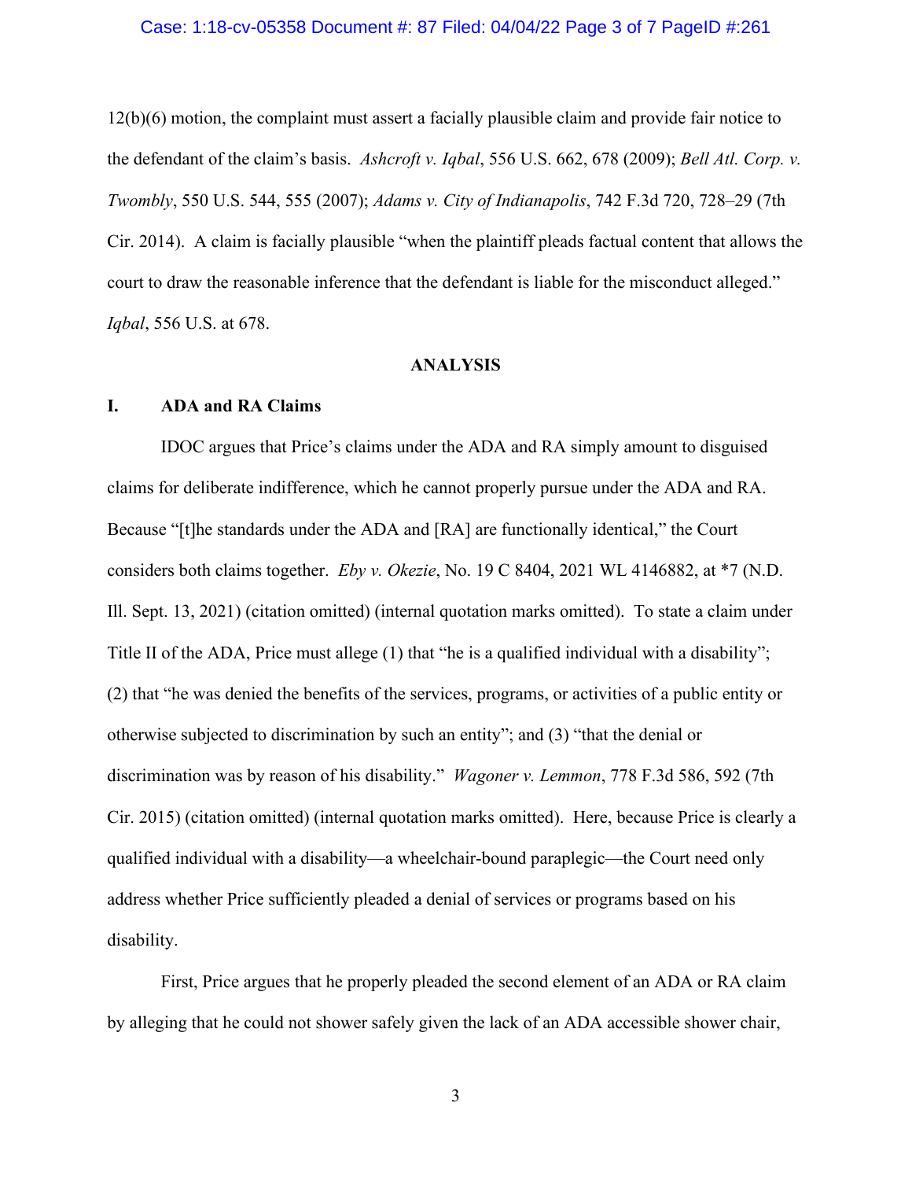12(b)(6) motion, the complaint must assert a facially plausible claim and provide fair notice to the defendant of the claim's basis. *Ashcroft v. Iqbal*, 556 U.S. 662, 678 (2009); *Bell Atl. Corp. v. Twombly*, 550 U.S. 544, 555 (2007); *Adams v. City of Indianapolis*, 742 F.3d 720, 728–29 (7th Cir. 2014). A claim is facially plausible "when the plaintiff pleads factual content that allows the court to draw the reasonable inference that the defendant is liable for the misconduct alleged." *Iqbal*, 556 U.S. at 678.

## ANALYSIS

### I. ADA and RA Claims

IDOC argues that Price's claims under the ADA and RA simply amount to disguised claims for deliberate indifference, which he cannot properly pursue under the ADA and RA. Because "[t]he standards under the ADA and [RA] are functionally identical," the Court considers both claims together. *Eby v. Okezie*, No. 19 C 8404, 2021 WL 4146882, at \*7 (N.D. Ill. Sept. 13, 2021) (citation omitted) (internal quotation marks omitted). To state a claim under Title II of the ADA, Price must allege (1) that "he is a qualified individual with a disability"; (2) that "he was denied the benefits of the services, programs, or activities of a public entity or otherwise subjected to discrimination by such an entity"; and (3) "that the denial or discrimination was by reason of his disability." *Wagoner v. Lemmon*, 778 F.3d 586, 592 (7th Cir. 2015) (citation omitted) (internal quotation marks omitted). Here, because Price is clearly a qualified individual with a disability—a wheelchair-bound paraplegic—the Court need only address whether Price sufficiently pleaded a denial of services or programs based on his disability.

First, Price argues that he properly pleaded the second element of an ADA or RA claim by alleging that he could not shower safely given the lack of an ADA accessible shower chair,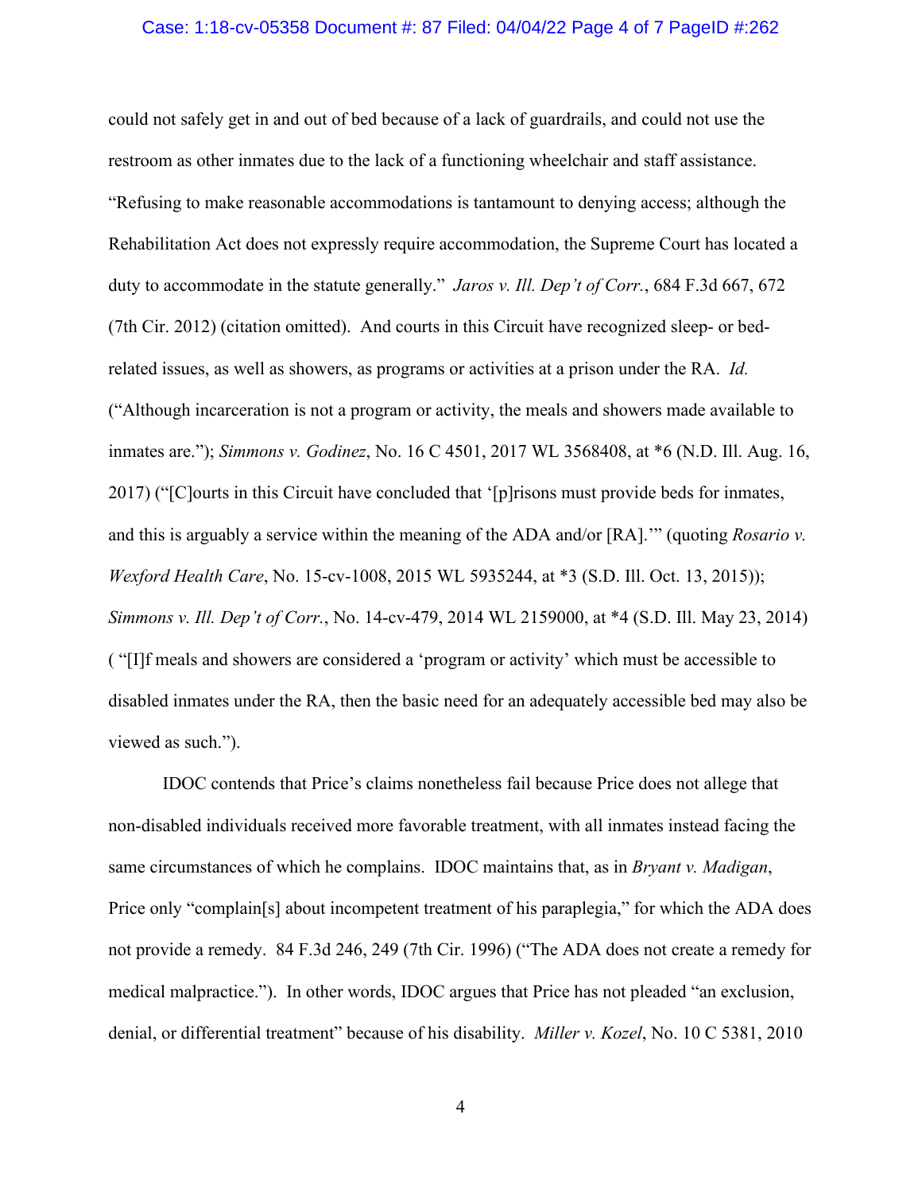could not safely get in and out of bed because of a lack of guardrails, and could not use the restroom as other inmates due to the lack of a functioning wheelchair and staff assistance. "Refusing to make reasonable accommodations is tantamount to denying access; although the Rehabilitation Act does not expressly require accommodation, the Supreme Court has located a duty to accommodate in the statute generally." *Jaros v. Ill. Dep't of Corr.*, 684 F.3d 667, 672 (7th Cir. 2012) (citation omitted). And courts in this Circuit have recognized sleep- or bed-related issues, as well as showers, as programs or activities at a prison under the RA. *Id.* ("Although incarceration is not a program or activity, the meals and showers made available to inmates are."); *Simmons v. Godinez*, No. 16 C 4501, 2017 WL 3568408, at *6 (N.D. Ill. Aug. 16, 2017) ("[C]ourts in this Circuit have concluded that '[p]risons must provide beds for inmates, and this is arguably a service within the meaning of the ADA and/or [RA].'" (quoting *Rosario v. Wexford Health Care*, No. 15-cv-1008, 2015 WL 5935244, at *3 (S.D. Ill. Oct. 13, 2015)); *Simmons v. Ill. Dep't of Corr.*, No. 14-cv-479, 2014 WL 2159000, at *4 (S.D. Ill. May 23, 2014) ( "[I]f meals and showers are considered a 'program or activity' which must be accessible to disabled inmates under the RA, then the basic need for an adequately accessible bed may also be viewed as such.").

IDOC contends that Price's claims nonetheless fail because Price does not allege that non-disabled individuals received more favorable treatment, with all inmates instead facing the same circumstances of which he complains. IDOC maintains that, as in *Bryant v. Madigan*, Price only "complain[s] about incompetent treatment of his paraplegia," for which the ADA does not provide a remedy. 84 F.3d 246, 249 (7th Cir. 1996) ("The ADA does not create a remedy for medical malpractice."). In other words, IDOC argues that Price has not pleaded "an exclusion, denial, or differential treatment" because of his disability. *Miller v. Kozel*, No. 10 C 5381, 2010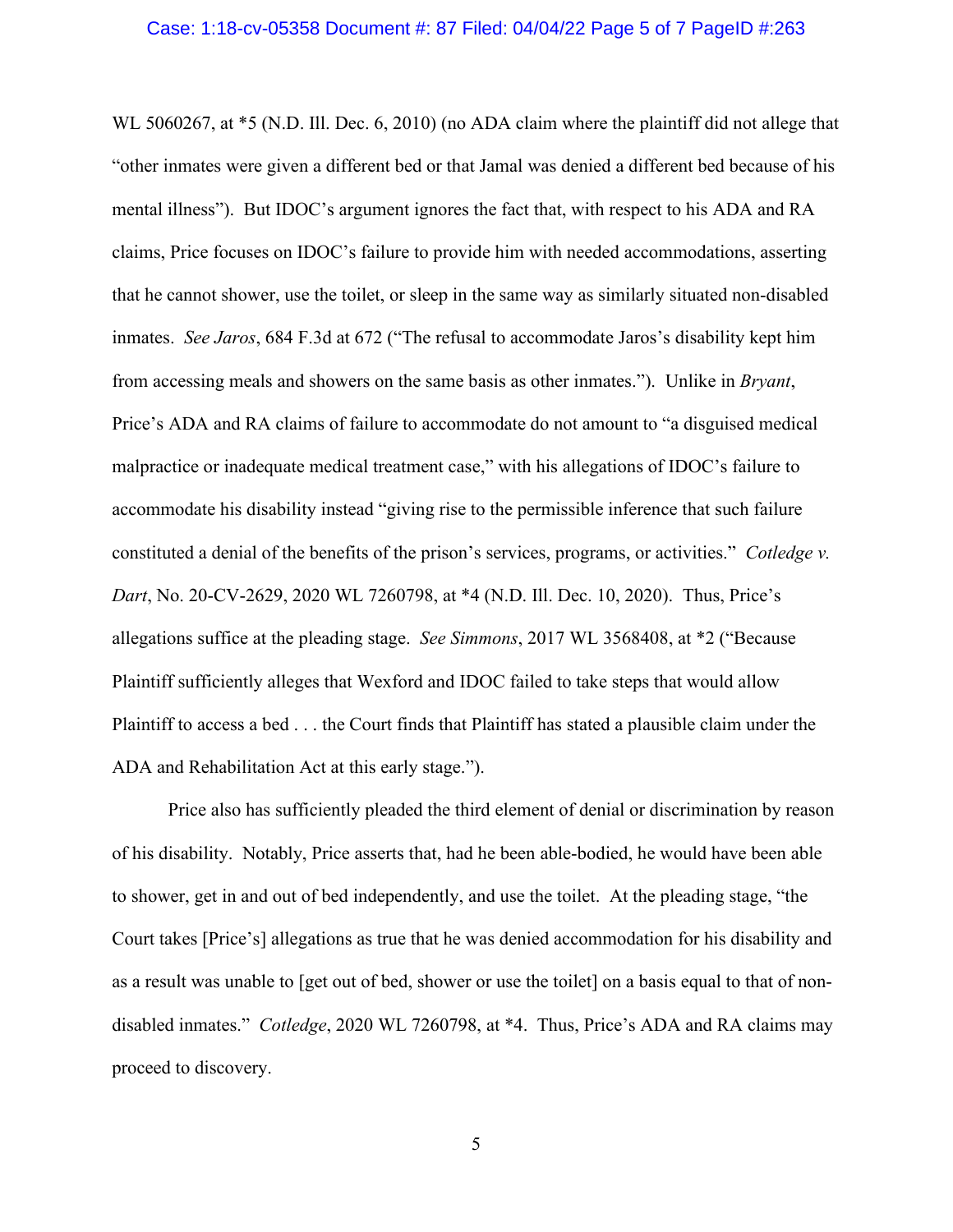WL 5060267, at *5 (N.D. Ill. Dec. 6, 2010) (no ADA claim where the plaintiff did not allege that "other inmates were given a different bed or that Jamal was denied a different bed because of his mental illness"). But IDOC's argument ignores the fact that, with respect to his ADA and RA claims, Price focuses on IDOC's failure to provide him with needed accommodations, asserting that he cannot shower, use the toilet, or sleep in the same way as similarly situated non-disabled inmates. *See Jaros*, 684 F.3d at 672 ("The refusal to accommodate Jaros's disability kept him from accessing meals and showers on the same basis as other inmates."). Unlike in *Bryant*, Price's ADA and RA claims of failure to accommodate do not amount to "a disguised medical malpractice or inadequate medical treatment case," with his allegations of IDOC's failure to accommodate his disability instead "giving rise to the permissible inference that such failure constituted a denial of the benefits of the prison's services, programs, or activities." *Cotledge v. Dart*, No. 20-CV-2629, 2020 WL 7260798, at *4 (N.D. Ill. Dec. 10, 2020). Thus, Price's allegations suffice at the pleading stage. *See Simmons*, 2017 WL 3568408, at *2 ("Because Plaintiff sufficiently alleges that Wexford and IDOC failed to take steps that would allow Plaintiff to access a bed . . . the Court finds that Plaintiff has stated a plausible claim under the ADA and Rehabilitation Act at this early stage.").

Price also has sufficiently pleaded the third element of denial or discrimination by reason of his disability. Notably, Price asserts that, had he been able-bodied, he would have been able to shower, get in and out of bed independently, and use the toilet. At the pleading stage, "the Court takes [Price's] allegations as true that he was denied accommodation for his disability and as a result was unable to [get out of bed, shower or use the toilet] on a basis equal to that of non-disabled inmates." *Cotledge*, 2020 WL 7260798, at *4. Thus, Price's ADA and RA claims may proceed to discovery.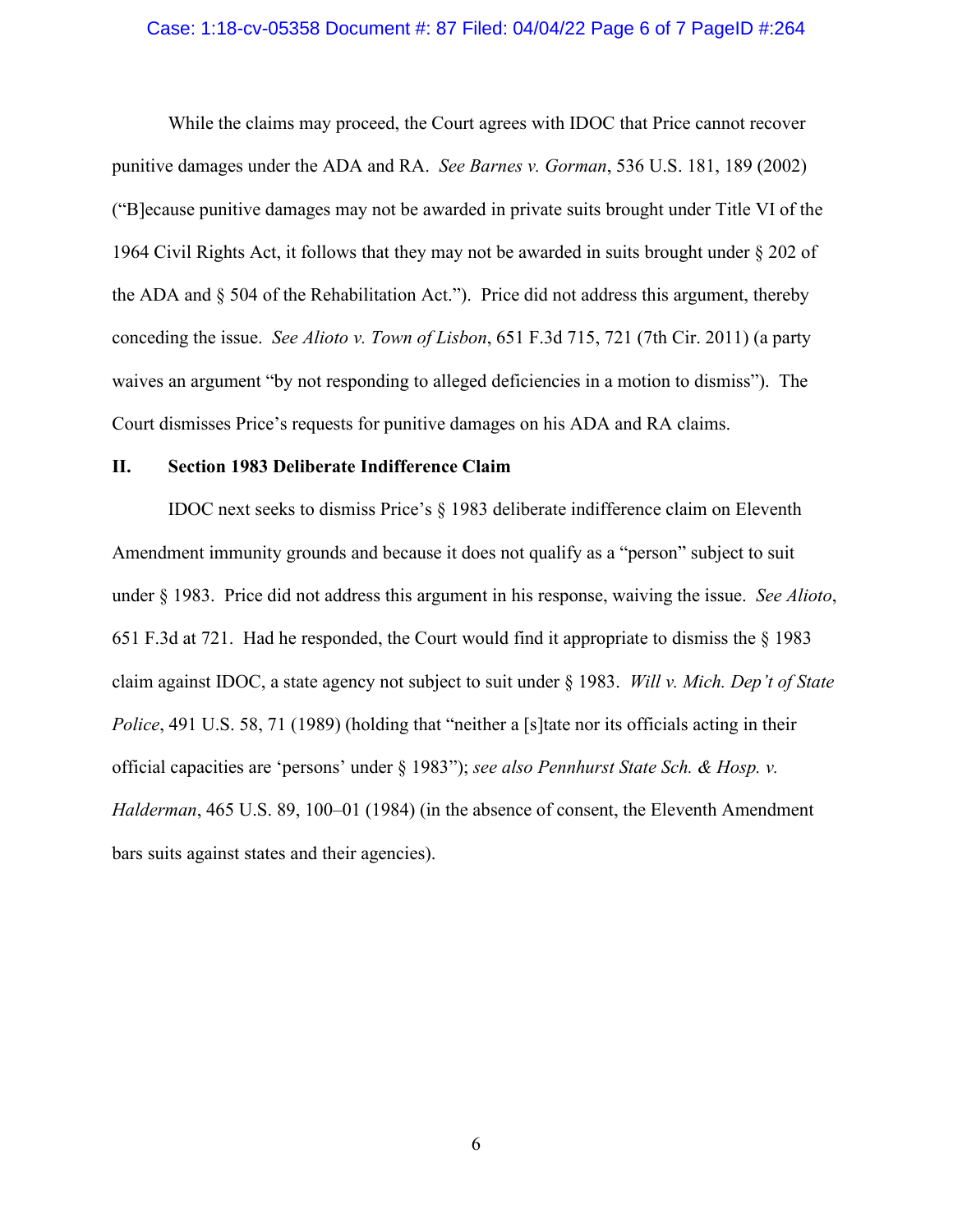While the claims may proceed, the Court agrees with IDOC that Price cannot recover punitive damages under the ADA and RA. *See Barnes v. Gorman*, 536 U.S. 181, 189 (2002) ("B]ecause punitive damages may not be awarded in private suits brought under Title VI of the 1964 Civil Rights Act, it follows that they may not be awarded in suits brought under § 202 of the ADA and § 504 of the Rehabilitation Act."). Price did not address this argument, thereby conceding the issue. *See Alioto v. Town of Lisbon*, 651 F.3d 715, 721 (7th Cir. 2011) (a party waives an argument "by not responding to alleged deficiencies in a motion to dismiss"). The Court dismisses Price's requests for punitive damages on his ADA and RA claims.

## II. Section 1983 Deliberate Indifference Claim

IDOC next seeks to dismiss Price's § 1983 deliberate indifference claim on Eleventh Amendment immunity grounds and because it does not qualify as a "person" subject to suit under § 1983. Price did not address this argument in his response, waiving the issue. *See Alioto*, 651 F.3d at 721. Had he responded, the Court would find it appropriate to dismiss the § 1983 claim against IDOC, a state agency not subject to suit under § 1983. *Will v. Mich. Dep't of State Police*, 491 U.S. 58, 71 (1989) (holding that "neither a [s]tate nor its officials acting in their official capacities are 'persons' under § 1983"); *see also Pennhurst State Sch. & Hosp. v. Halderman*, 465 U.S. 89, 100–01 (1984) (in the absence of consent, the Eleventh Amendment bars suits against states and their agencies).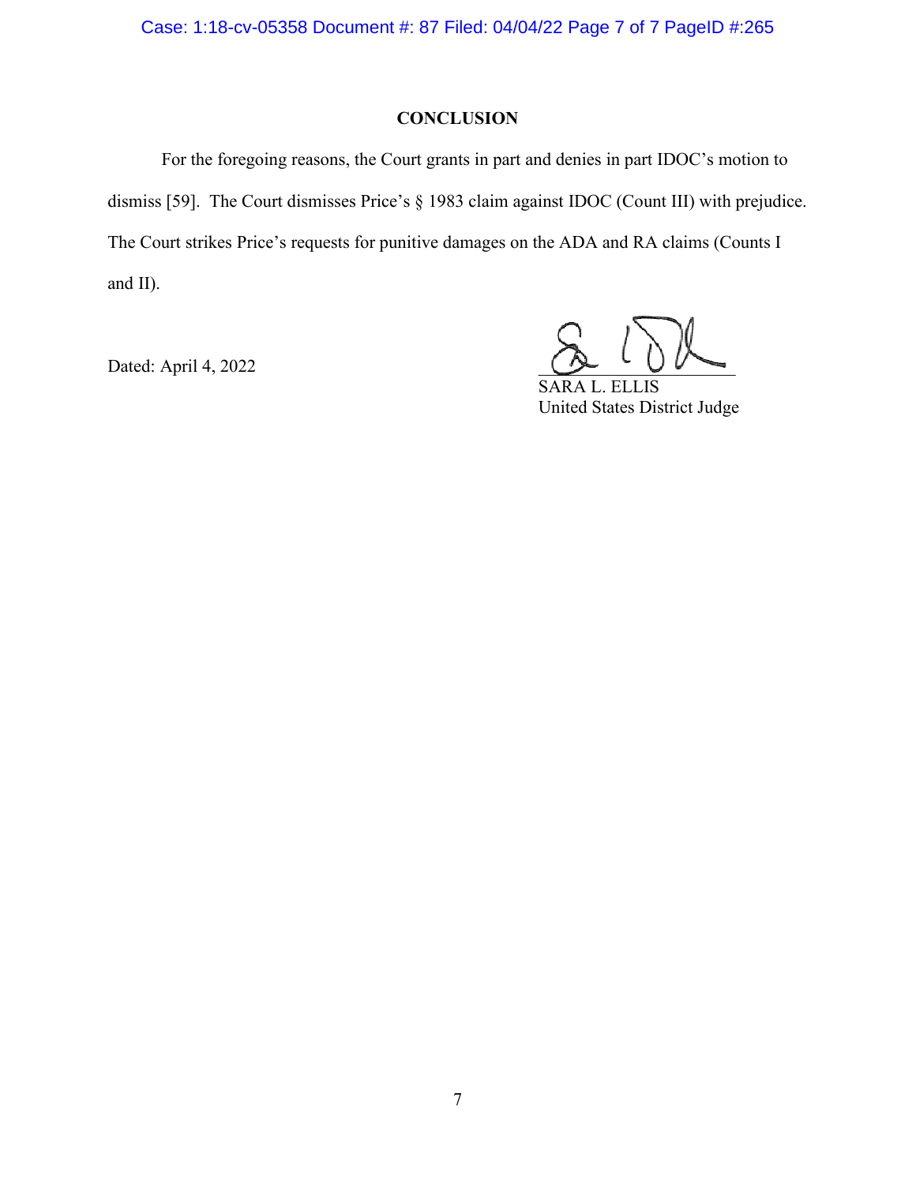## CONCLUSION

For the foregoing reasons, the Court grants in part and denies in part IDOC's motion to dismiss [59]. The Court dismisses Price's § 1983 claim against IDOC (Count III) with prejudice. The Court strikes Price's requests for punitive damages on the ADA and RA claims (Counts I and II).

Dated: April 4, 2022

SARA L. ELLIS
United States District Judge